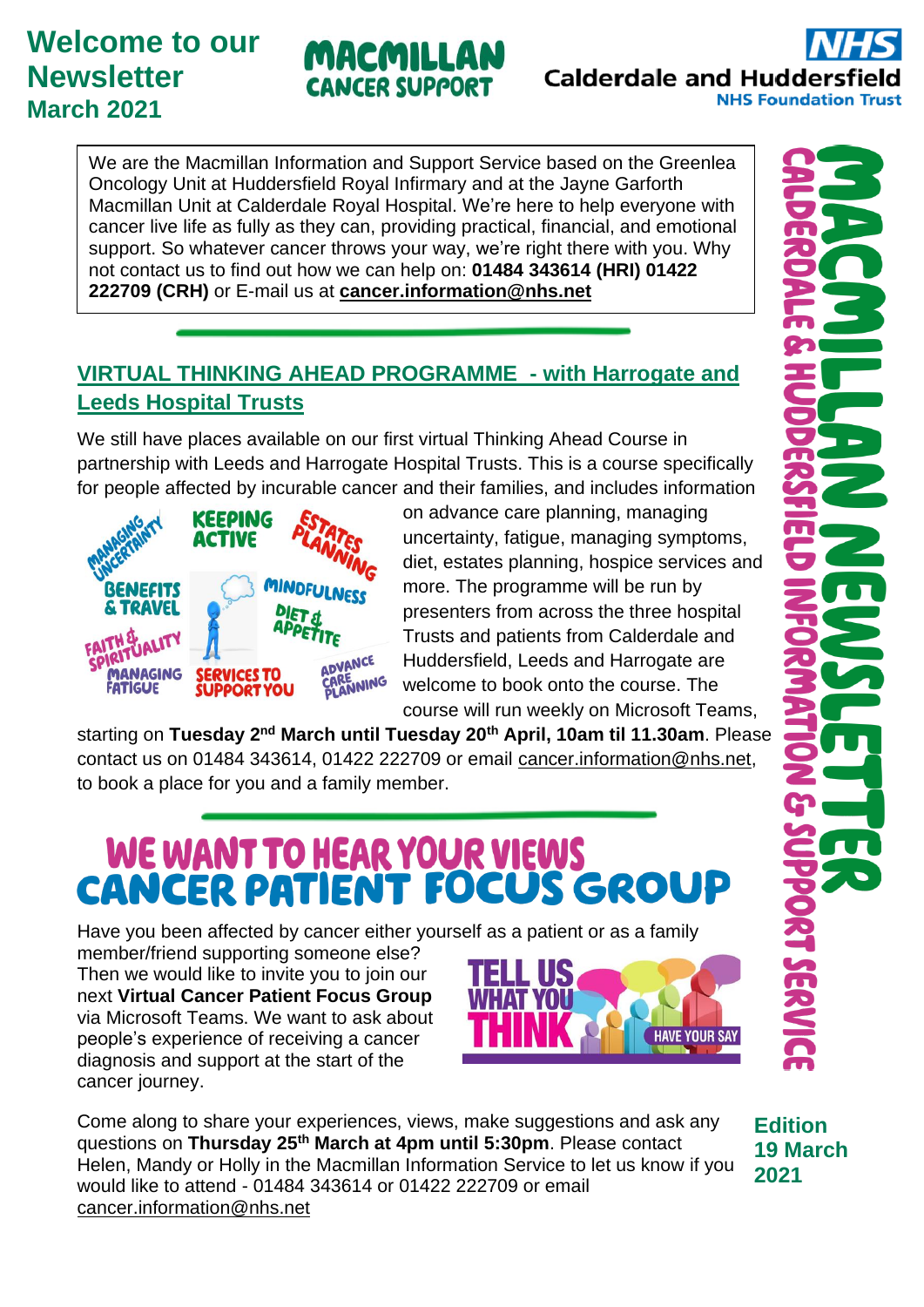# Welcome to our Newsletter

**March 2021**

MACMILLAN CANCER SUPPORT

NHS Calderdale and Huddersfield NHS Foundation Trust

We are the Macmillan Information and Support Service based on the Greenlea Oncology Unit at Huddersfield Royal Infirmary and at the Jayne Garforth Macmillan Unit at Calderdale Royal Hospital. We're here to help everyone with cancer live life as fully as they can, providing practical, financial, and emotional support. So whatever cancer throws your way, we're right there with you. Why not contact us to find out how we can help on: **01484 343614 (HRI) 01422 222709 (CRH)** or E-mail us at **cancer.information@nhs.net**

## VIRTUAL THINKING AHEAD PROGRAMME - with Harrogate and Leeds Hospital Trusts

We still have places available on our first virtual Thinking Ahead Course in partnership with Leeds and Harrogate Hospital Trusts. This is a course specifically for people affected by incurable cancer and their families, and includes information on advance care planning, managing uncertainty, fatigue, managing symptoms, diet, estates planning, hospice services and more. The programme will be run by presenters from across the three hospital Trusts and patients from Calderdale and Huddersfield, Leeds and Harrogate are welcome to book onto the course. The course will run weekly on Microsoft Teams, starting on **Tuesday 2nd March until Tuesday 20th April, 10am til 11.30am**. Please contact us on 01484 343614, 01422 222709 or email cancer.information@nhs.net, to book a place for you and a family member.

## WE WANT TO HEAR YOUR VIEWS CANCER PATIENT FOCUS GROUP

Have you been affected by cancer either yourself as a patient or as a family member/friend supporting someone else? Then we would like to invite you to join our next **Virtual Cancer Patient Focus Group** via Microsoft Teams. We want to ask about people's experience of receiving a cancer diagnosis and support at the start of the cancer journey.

Come along to share your experiences, views, make suggestions and ask any questions on **Thursday 25th March at 4pm until 5:30pm**. Please contact Helen, Mandy or Holly in the Macmillan Information Service to let us know if you would like to attend - 01484 343614 or 01422 222709 or email cancer.information@nhs.net

MACMILLAN NEWSLETTER — CALDERDALE & HUDDERSFIELD INFORMATION & SUPPORT SERVICE

**Edition 19 March 2021**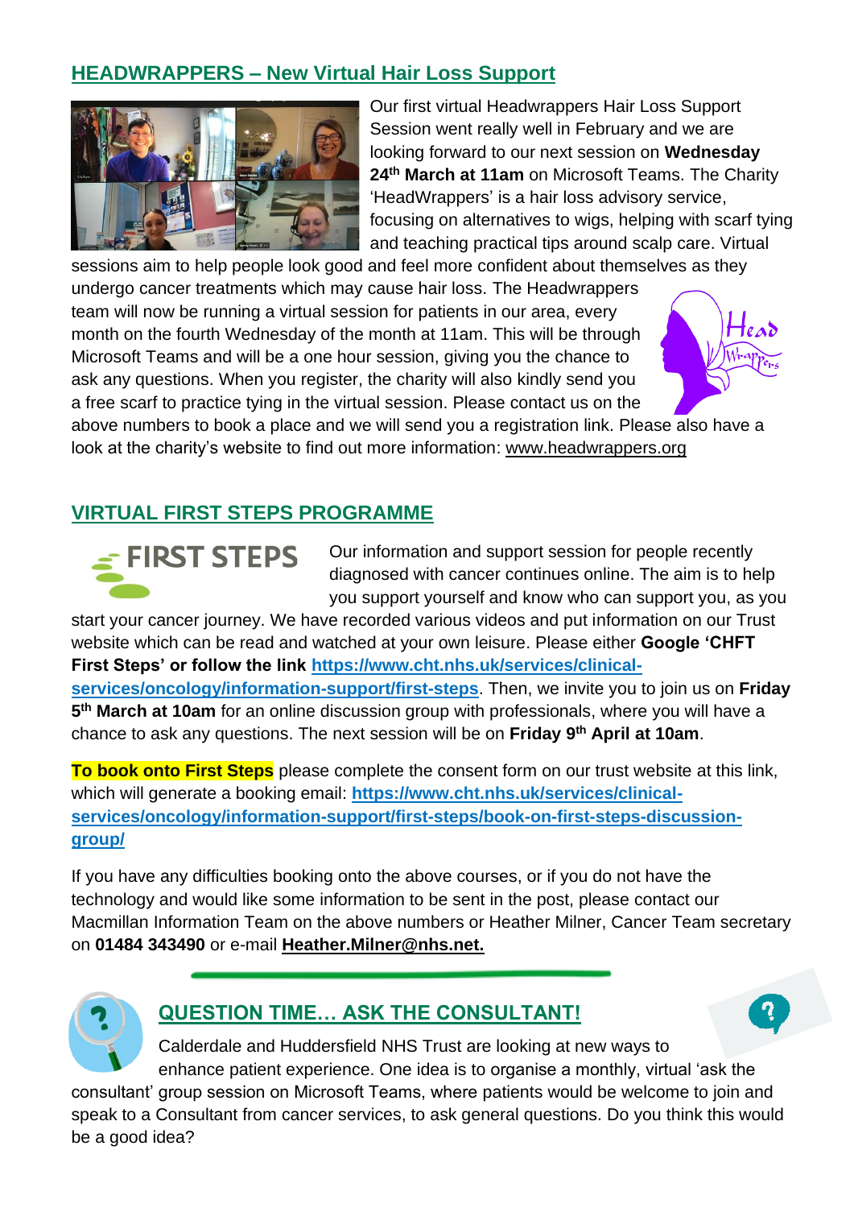## HEADWRAPPERS – New Virtual Hair Loss Support

Our first virtual Headwrappers Hair Loss Support Session went really well in February and we are looking forward to our next session on **Wednesday 24th March at 11am** on Microsoft Teams. The Charity 'HeadWrappers' is a hair loss advisory service, focusing on alternatives to wigs, helping with scarf tying and teaching practical tips around scalp care. Virtual sessions aim to help people look good and feel more confident about themselves as they undergo cancer treatments which may cause hair loss. The Headwrappers team will now be running a virtual session for patients in our area, every month on the fourth Wednesday of the month at 11am. This will be through Microsoft Teams and will be a one hour session, giving you the chance to ask any questions. When you register, the charity will also kindly send you a free scarf to practice tying in the virtual session. Please contact us on the above numbers to book a place and we will send you a registration link. Please also have a look at the charity's website to find out more information: www.headwrappers.org

## VIRTUAL FIRST STEPS PROGRAMME

Our information and support session for people recently diagnosed with cancer continues online. The aim is to help you support yourself and know who can support you, as you start your cancer journey. We have recorded various videos and put information on our Trust website which can be read and watched at your own leisure. Please either **Google 'CHFT First Steps' or follow the link** **https://www.cht.nhs.uk/services/clinical-services/oncology/information-support/first-steps**. Then, we invite you to join us on **Friday 5th March at 10am** for an online discussion group with professionals, where you will have a chance to ask any questions. The next session will be on **Friday 9th April at 10am**.

**To book onto First Steps** please complete the consent form on our trust website at this link, which will generate a booking email: **https://www.cht.nhs.uk/services/clinical-services/oncology/information-support/first-steps/book-on-first-steps-discussion-group/**

If you have any difficulties booking onto the above courses, or if you do not have the technology and would like some information to be sent in the post, please contact our Macmillan Information Team on the above numbers or Heather Milner, Cancer Team secretary on **01484 343490** or e-mail **Heather.Milner@nhs.net.**

## QUESTION TIME… ASK THE CONSULTANT!

Calderdale and Huddersfield NHS Trust are looking at new ways to enhance patient experience. One idea is to organise a monthly, virtual 'ask the consultant' group session on Microsoft Teams, where patients would be welcome to join and speak to a Consultant from cancer services, to ask general questions. Do you think this would be a good idea?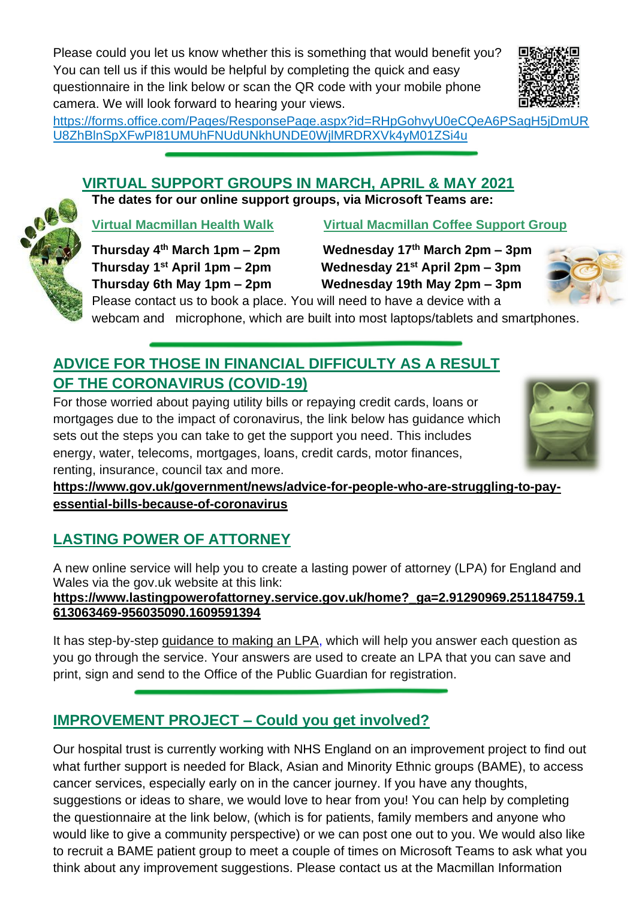Please could you let us know whether this is something that would benefit you? You can tell us if this would be helpful by completing the quick and easy questionnaire in the link below or scan the QR code with your mobile phone camera. We will look forward to hearing your views.

https://forms.office.com/Pages/ResponsePage.aspx?id=RHpGohvyU0eCQeA6PSagH5jDmURU8ZhBlnSpXFwPI81UMUhFNUdUNkhUNDE0WjlMRDRXVk4yM01ZSi4u

## VIRTUAL SUPPORT GROUPS IN MARCH, APRIL & MAY 2021

**The dates for our online support groups, via Microsoft Teams are:**

| Virtual Macmillan Health Walk | Virtual Macmillan Coffee Support Group |
|---|---|
| **Thursday 4th March 1pm – 2pm** | **Wednesday 17th March 2pm – 3pm** |
| **Thursday 1st April 1pm – 2pm** | **Wednesday 21st April 2pm – 3pm** |
| **Thursday 6th May 1pm – 2pm** | **Wednesday 19th May 2pm – 3pm** |

Please contact us to book a place. You will need to have a device with a webcam and microphone, which are built into most laptops/tablets and smartphones.

## ADVICE FOR THOSE IN FINANCIAL DIFFICULTY AS A RESULT OF THE CORONAVIRUS (COVID-19)

For those worried about paying utility bills or repaying credit cards, loans or mortgages due to the impact of coronavirus, the link below has guidance which sets out the steps you can take to get the support you need. This includes energy, water, telecoms, mortgages, loans, credit cards, motor finances, renting, insurance, council tax and more.

**https://www.gov.uk/government/news/advice-for-people-who-are-struggling-to-pay-essential-bills-because-of-coronavirus**

## LASTING POWER OF ATTORNEY

A new online service will help you to create a lasting power of attorney (LPA) for England and Wales via the gov.uk website at this link:

**https://www.lastingpowerofattorney.service.gov.uk/home?_ga=2.91290969.251184759.1613063469-956035090.1609591394**

It has step-by-step guidance to making an LPA, which will help you answer each question as you go through the service. Your answers are used to create an LPA that you can save and print, sign and send to the Office of the Public Guardian for registration.

## IMPROVEMENT PROJECT – Could you get involved?

Our hospital trust is currently working with NHS England on an improvement project to find out what further support is needed for Black, Asian and Minority Ethnic groups (BAME), to access cancer services, especially early on in the cancer journey. If you have any thoughts, suggestions or ideas to share, we would love to hear from you! You can help by completing the questionnaire at the link below, (which is for patients, family members and anyone who would like to give a community perspective) or we can post one out to you. We would also like to recruit a BAME patient group to meet a couple of times on Microsoft Teams to ask what you think about any improvement suggestions. Please contact us at the Macmillan Information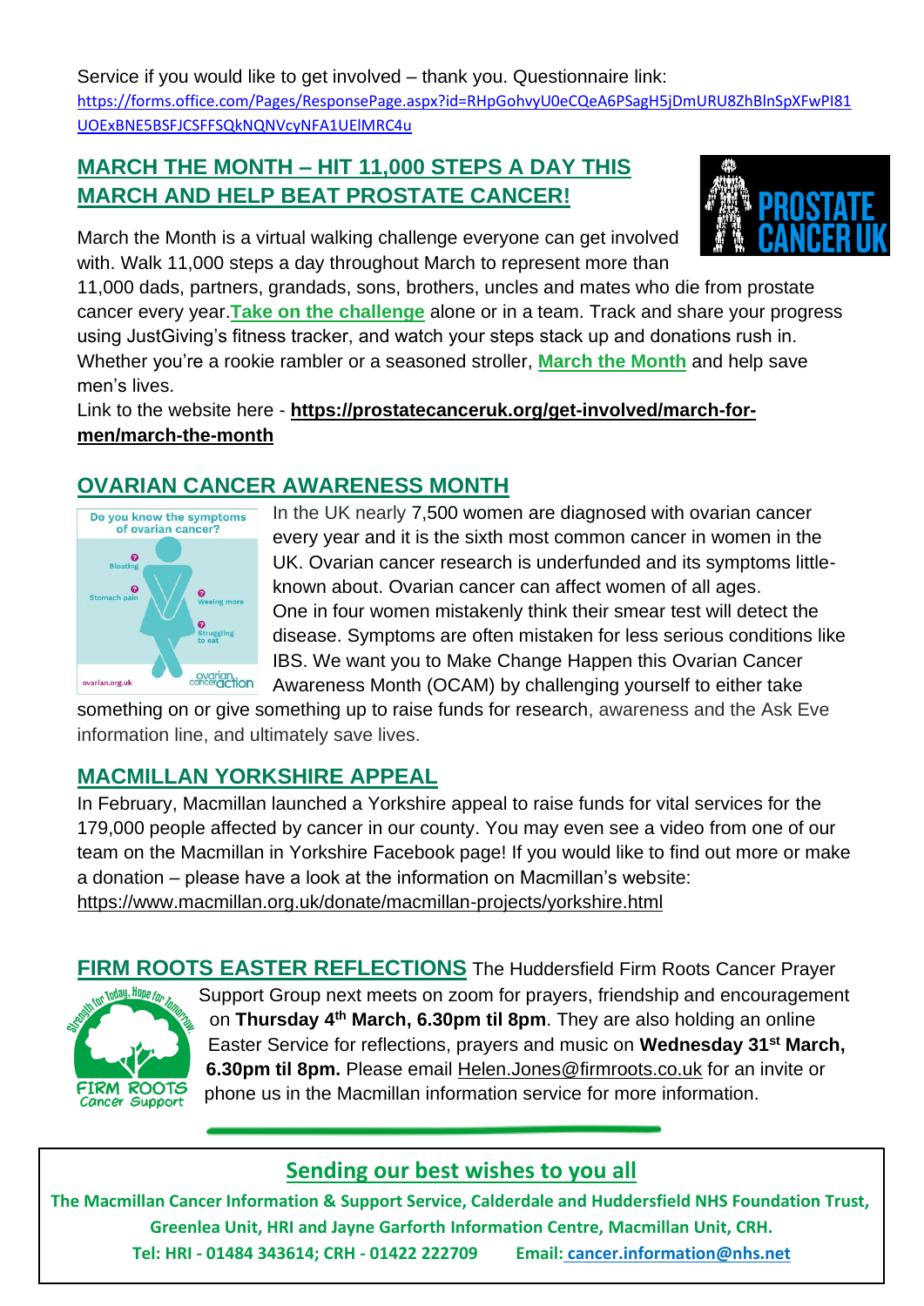Service if you would like to get involved – thank you. Questionnaire link: https://forms.office.com/Pages/ResponsePage.aspx?id=RHpGohvyU0eCQeA6PSagH5jDmURU8ZhBlnSpXFwPI81UOExBNE5BSFJCSFFSQkNQNVcyNFA1UElMRC4u

## MARCH THE MONTH – HIT 11,000 STEPS A DAY THIS MARCH AND HELP BEAT PROSTATE CANCER!

March the Month is a virtual walking challenge everyone can get involved with. Walk 11,000 steps a day throughout March to represent more than 11,000 dads, partners, grandads, sons, brothers, uncles and mates who die from prostate cancer every year.**Take on the challenge** alone or in a team. Track and share your progress using JustGiving's fitness tracker, and watch your steps stack up and donations rush in. Whether you're a rookie rambler or a seasoned stroller, **March the Month** and help save men's lives.

Link to the website here - **https://prostatecanceruk.org/get-involved/march-for-men/march-the-month**

## OVARIAN CANCER AWARENESS MONTH

In the UK nearly 7,500 women are diagnosed with ovarian cancer every year and it is the sixth most common cancer in women in the UK. Ovarian cancer research is underfunded and its symptoms little-known about. Ovarian cancer can affect women of all ages. One in four women mistakenly think their smear test will detect the disease. Symptoms are often mistaken for less serious conditions like IBS. We want you to Make Change Happen this Ovarian Cancer Awareness Month (OCAM) by challenging yourself to either take something on or give something up to raise funds for research, awareness and the Ask Eve information line, and ultimately save lives.

## MACMILLAN YORKSHIRE APPEAL

In February, Macmillan launched a Yorkshire appeal to raise funds for vital services for the 179,000 people affected by cancer in our county. You may even see a video from one of our team on the Macmillan in Yorkshire Facebook page! If you would like to find out more or make a donation – please have a look at the information on Macmillan's website: https://www.macmillan.org.uk/donate/macmillan-projects/yorkshire.html

## FIRM ROOTS EASTER REFLECTIONS

The Huddersfield Firm Roots Cancer Prayer Support Group next meets on zoom for prayers, friendship and encouragement on **Thursday 4th March, 6.30pm til 8pm**. They are also holding an online Easter Service for reflections, prayers and music on **Wednesday 31st March, 6.30pm til 8pm.** Please email Helen.Jones@firmroots.co.uk for an invite or phone us in the Macmillan information service for more information.

## Sending our best wishes to you all

**The Macmillan Cancer Information & Support Service, Calderdale and Huddersfield NHS Foundation Trust, Greenlea Unit, HRI and Jayne Garforth Information Centre, Macmillan Unit, CRH.**

**Tel: HRI - 01484 343614; CRH - 01422 222709 Email: cancer.information@nhs.net**